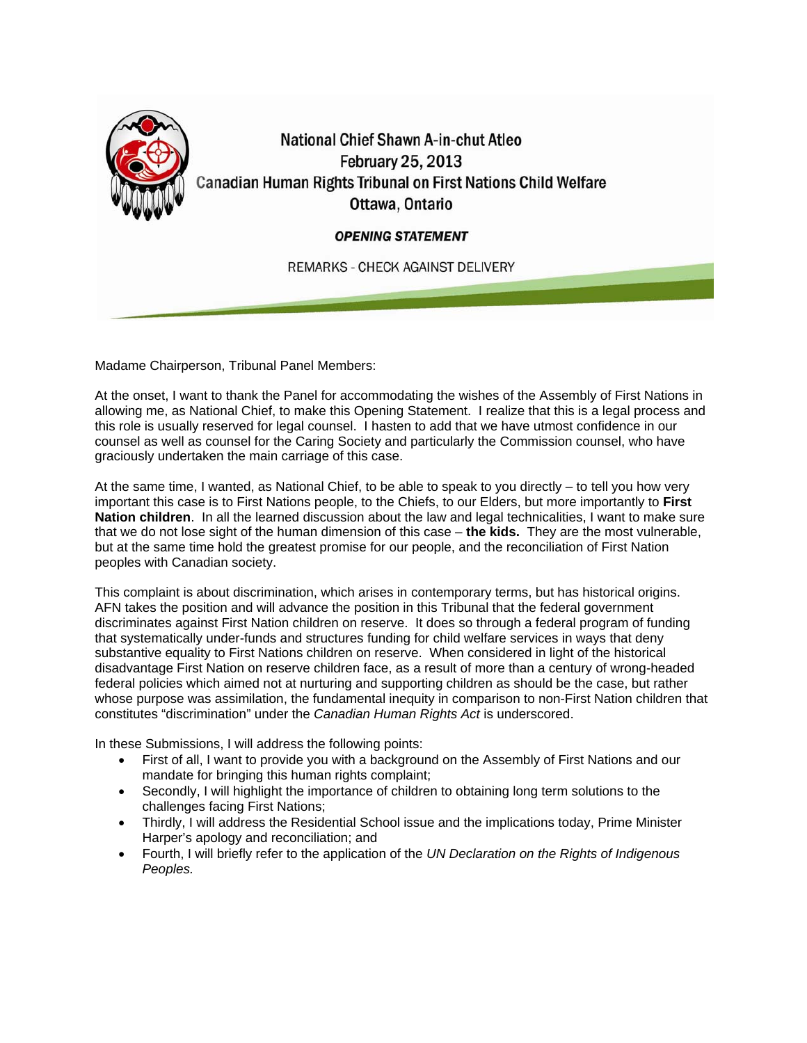# National Chief Shawn A-in-chut Atleo
## February 25, 2013
## Canadian Human Rights Tribunal on First Nations Child Welfare
## Ottawa, Ontario

### *OPENING STATEMENT*

REMARKS - CHECK AGAINST DELIVERY

Madame Chairperson, Tribunal Panel Members:

At the onset, I want to thank the Panel for accommodating the wishes of the Assembly of First Nations in allowing me, as National Chief, to make this Opening Statement. I realize that this is a legal process and this role is usually reserved for legal counsel. I hasten to add that we have utmost confidence in our counsel as well as counsel for the Caring Society and particularly the Commission counsel, who have graciously undertaken the main carriage of this case.

At the same time, I wanted, as National Chief, to be able to speak to you directly – to tell you how very important this case is to First Nations people, to the Chiefs, to our Elders, but more importantly to **First Nation children**. In all the learned discussion about the law and legal technicalities, I want to make sure that we do not lose sight of the human dimension of this case – **the kids.** They are the most vulnerable, but at the same time hold the greatest promise for our people, and the reconciliation of First Nation peoples with Canadian society.

This complaint is about discrimination, which arises in contemporary terms, but has historical origins. AFN takes the position and will advance the position in this Tribunal that the federal government discriminates against First Nation children on reserve. It does so through a federal program of funding that systematically under-funds and structures funding for child welfare services in ways that deny substantive equality to First Nations children on reserve. When considered in light of the historical disadvantage First Nation on reserve children face, as a result of more than a century of wrong-headed federal policies which aimed not at nurturing and supporting children as should be the case, but rather whose purpose was assimilation, the fundamental inequity in comparison to non-First Nation children that constitutes "discrimination" under the *Canadian Human Rights Act* is underscored.

In these Submissions, I will address the following points:

- First of all, I want to provide you with a background on the Assembly of First Nations and our mandate for bringing this human rights complaint;
- Secondly, I will highlight the importance of children to obtaining long term solutions to the challenges facing First Nations;
- Thirdly, I will address the Residential School issue and the implications today, Prime Minister Harper's apology and reconciliation; and
- Fourth, I will briefly refer to the application of the *UN Declaration on the Rights of Indigenous Peoples.*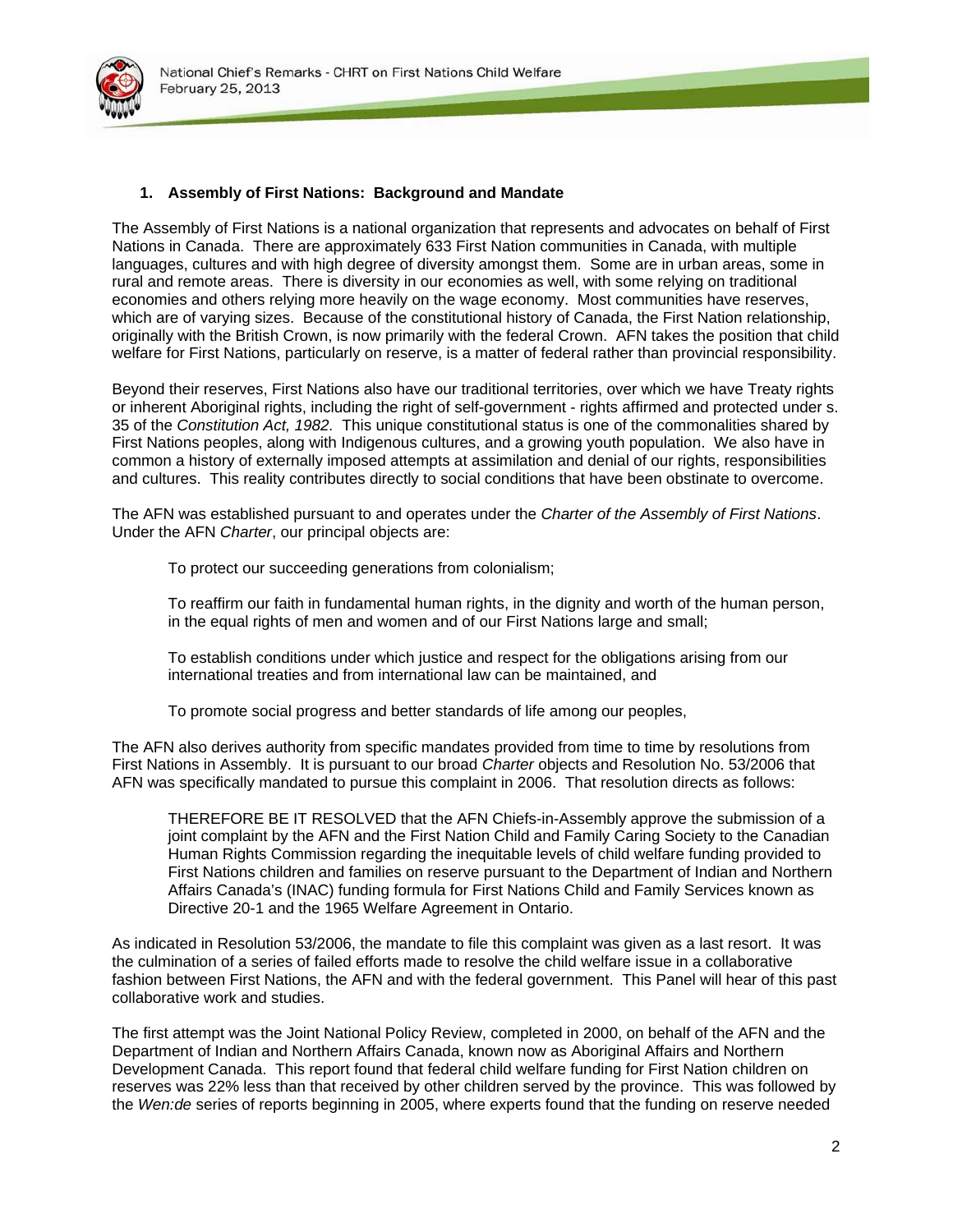## 1. Assembly of First Nations: Background and Mandate

The Assembly of First Nations is a national organization that represents and advocates on behalf of First Nations in Canada. There are approximately 633 First Nation communities in Canada, with multiple languages, cultures and with high degree of diversity amongst them. Some are in urban areas, some in rural and remote areas. There is diversity in our economies as well, with some relying on traditional economies and others relying more heavily on the wage economy. Most communities have reserves, which are of varying sizes. Because of the constitutional history of Canada, the First Nation relationship, originally with the British Crown, is now primarily with the federal Crown. AFN takes the position that child welfare for First Nations, particularly on reserve, is a matter of federal rather than provincial responsibility.

Beyond their reserves, First Nations also have our traditional territories, over which we have Treaty rights or inherent Aboriginal rights, including the right of self-government - rights affirmed and protected under s. 35 of the *Constitution Act, 1982.* This unique constitutional status is one of the commonalities shared by First Nations peoples, along with Indigenous cultures, and a growing youth population. We also have in common a history of externally imposed attempts at assimilation and denial of our rights, responsibilities and cultures. This reality contributes directly to social conditions that have been obstinate to overcome.

The AFN was established pursuant to and operates under the *Charter of the Assembly of First Nations*. Under the AFN *Charter*, our principal objects are:

> To protect our succeeding generations from colonialism;
>
> To reaffirm our faith in fundamental human rights, in the dignity and worth of the human person, in the equal rights of men and women and of our First Nations large and small;
>
> To establish conditions under which justice and respect for the obligations arising from our international treaties and from international law can be maintained, and
>
> To promote social progress and better standards of life among our peoples,

The AFN also derives authority from specific mandates provided from time to time by resolutions from First Nations in Assembly. It is pursuant to our broad *Charter* objects and Resolution No. 53/2006 that AFN was specifically mandated to pursue this complaint in 2006. That resolution directs as follows:

> THEREFORE BE IT RESOLVED that the AFN Chiefs-in-Assembly approve the submission of a joint complaint by the AFN and the First Nation Child and Family Caring Society to the Canadian Human Rights Commission regarding the inequitable levels of child welfare funding provided to First Nations children and families on reserve pursuant to the Department of Indian and Northern Affairs Canada's (INAC) funding formula for First Nations Child and Family Services known as Directive 20-1 and the 1965 Welfare Agreement in Ontario.

As indicated in Resolution 53/2006, the mandate to file this complaint was given as a last resort. It was the culmination of a series of failed efforts made to resolve the child welfare issue in a collaborative fashion between First Nations, the AFN and with the federal government. This Panel will hear of this past collaborative work and studies.

The first attempt was the Joint National Policy Review, completed in 2000, on behalf of the AFN and the Department of Indian and Northern Affairs Canada, known now as Aboriginal Affairs and Northern Development Canada. This report found that federal child welfare funding for First Nation children on reserves was 22% less than that received by other children served by the province. This was followed by the *Wen:de* series of reports beginning in 2005, where experts found that the funding on reserve needed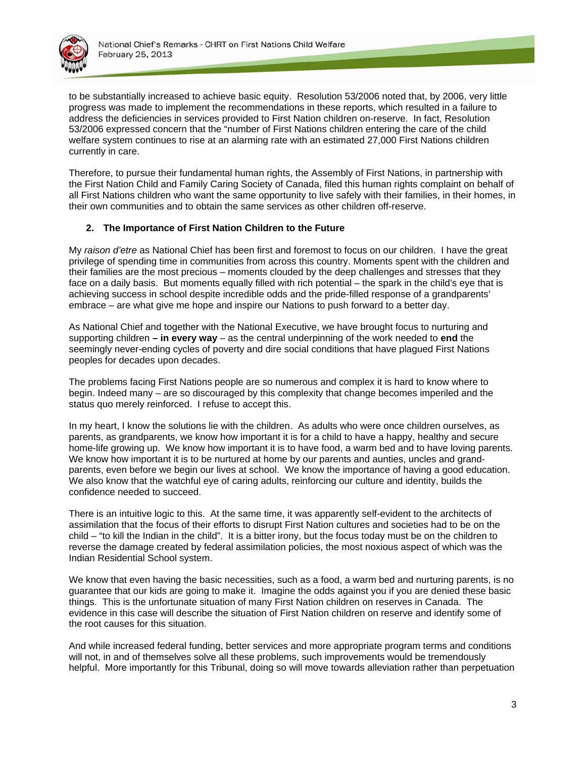to be substantially increased to achieve basic equity. Resolution 53/2006 noted that, by 2006, very little progress was made to implement the recommendations in these reports, which resulted in a failure to address the deficiencies in services provided to First Nation children on-reserve. In fact, Resolution 53/2006 expressed concern that the "number of First Nations children entering the care of the child welfare system continues to rise at an alarming rate with an estimated 27,000 First Nations children currently in care.

Therefore, to pursue their fundamental human rights, the Assembly of First Nations, in partnership with the First Nation Child and Family Caring Society of Canada, filed this human rights complaint on behalf of all First Nations children who want the same opportunity to live safely with their families, in their homes, in their own communities and to obtain the same services as other children off-reserve.

## 2. The Importance of First Nation Children to the Future

My *raison d'etre* as National Chief has been first and foremost to focus on our children. I have the great privilege of spending time in communities from across this country. Moments spent with the children and their families are the most precious – moments clouded by the deep challenges and stresses that they face on a daily basis. But moments equally filled with rich potential – the spark in the child's eye that is achieving success in school despite incredible odds and the pride-filled response of a grandparents' embrace – are what give me hope and inspire our Nations to push forward to a better day.

As National Chief and together with the National Executive, we have brought focus to nurturing and supporting children **– in every way** – as the central underpinning of the work needed to **end** the seemingly never-ending cycles of poverty and dire social conditions that have plagued First Nations peoples for decades upon decades.

The problems facing First Nations people are so numerous and complex it is hard to know where to begin. Indeed many – are so discouraged by this complexity that change becomes imperiled and the status quo merely reinforced. I refuse to accept this.

In my heart, I know the solutions lie with the children. As adults who were once children ourselves, as parents, as grandparents, we know how important it is for a child to have a happy, healthy and secure home-life growing up. We know how important it is to have food, a warm bed and to have loving parents. We know how important it is to be nurtured at home by our parents and aunties, uncles and grand-parents, even before we begin our lives at school. We know the importance of having a good education. We also know that the watchful eye of caring adults, reinforcing our culture and identity, builds the confidence needed to succeed.

There is an intuitive logic to this. At the same time, it was apparently self-evident to the architects of assimilation that the focus of their efforts to disrupt First Nation cultures and societies had to be on the child – "to kill the Indian in the child". It is a bitter irony, but the focus today must be on the children to reverse the damage created by federal assimilation policies, the most noxious aspect of which was the Indian Residential School system.

We know that even having the basic necessities, such as a food, a warm bed and nurturing parents, is no guarantee that our kids are going to make it. Imagine the odds against you if you are denied these basic things. This is the unfortunate situation of many First Nation children on reserves in Canada. The evidence in this case will describe the situation of First Nation children on reserve and identify some of the root causes for this situation.

And while increased federal funding, better services and more appropriate program terms and conditions will not, in and of themselves solve all these problems, such improvements would be tremendously helpful. More importantly for this Tribunal, doing so will move towards alleviation rather than perpetuation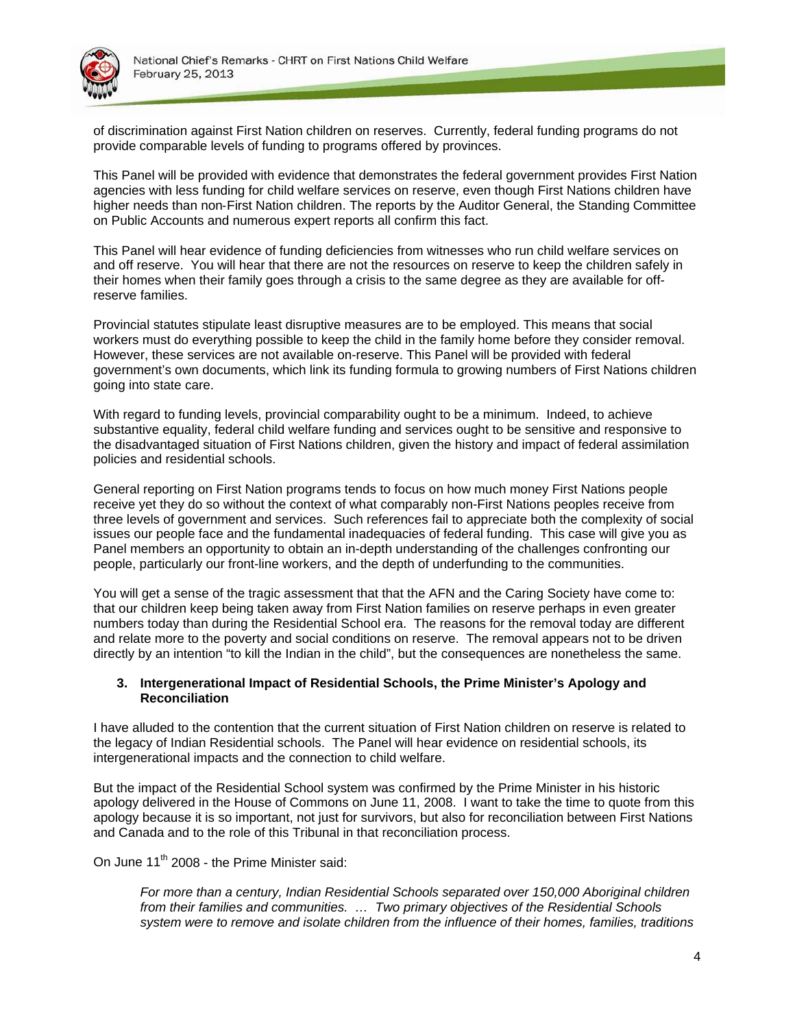of discrimination against First Nation children on reserves. Currently, federal funding programs do not provide comparable levels of funding to programs offered by provinces.

This Panel will be provided with evidence that demonstrates the federal government provides First Nation agencies with less funding for child welfare services on reserve, even though First Nations children have higher needs than non-First Nation children. The reports by the Auditor General, the Standing Committee on Public Accounts and numerous expert reports all confirm this fact.

This Panel will hear evidence of funding deficiencies from witnesses who run child welfare services on and off reserve. You will hear that there are not the resources on reserve to keep the children safely in their homes when their family goes through a crisis to the same degree as they are available for off-reserve families.

Provincial statutes stipulate least disruptive measures are to be employed. This means that social workers must do everything possible to keep the child in the family home before they consider removal. However, these services are not available on-reserve. This Panel will be provided with federal government's own documents, which link its funding formula to growing numbers of First Nations children going into state care.

With regard to funding levels, provincial comparability ought to be a minimum. Indeed, to achieve substantive equality, federal child welfare funding and services ought to be sensitive and responsive to the disadvantaged situation of First Nations children, given the history and impact of federal assimilation policies and residential schools.

General reporting on First Nation programs tends to focus on how much money First Nations people receive yet they do so without the context of what comparably non-First Nations peoples receive from three levels of government and services. Such references fail to appreciate both the complexity of social issues our people face and the fundamental inadequacies of federal funding. This case will give you as Panel members an opportunity to obtain an in-depth understanding of the challenges confronting our people, particularly our front-line workers, and the depth of underfunding to the communities.

You will get a sense of the tragic assessment that that the AFN and the Caring Society have come to: that our children keep being taken away from First Nation families on reserve perhaps in even greater numbers today than during the Residential School era. The reasons for the removal today are different and relate more to the poverty and social conditions on reserve. The removal appears not to be driven directly by an intention "to kill the Indian in the child", but the consequences are nonetheless the same.

### 3. Intergenerational Impact of Residential Schools, the Prime Minister's Apology and Reconciliation

I have alluded to the contention that the current situation of First Nation children on reserve is related to the legacy of Indian Residential schools. The Panel will hear evidence on residential schools, its intergenerational impacts and the connection to child welfare.

But the impact of the Residential School system was confirmed by the Prime Minister in his historic apology delivered in the House of Commons on June 11, 2008. I want to take the time to quote from this apology because it is so important, not just for survivors, but also for reconciliation between First Nations and Canada and to the role of this Tribunal in that reconciliation process.

On June 11th 2008 - the Prime Minister said:

> *For more than a century, Indian Residential Schools separated over 150,000 Aboriginal children from their families and communities. … Two primary objectives of the Residential Schools system were to remove and isolate children from the influence of their homes, families, traditions*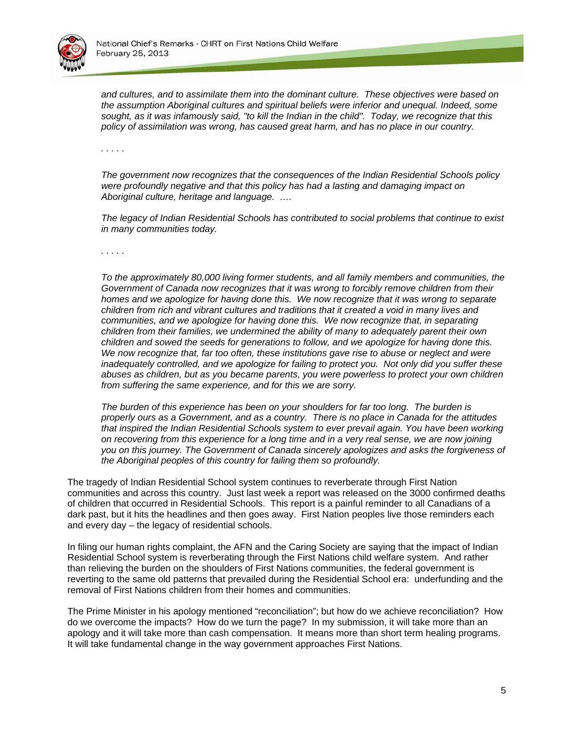*and cultures, and to assimilate them into the dominant culture. These objectives were based on the assumption Aboriginal cultures and spiritual beliefs were inferior and unequal. Indeed, some sought, as it was infamously said, "to kill the Indian in the child". Today, we recognize that this policy of assimilation was wrong, has caused great harm, and has no place in our country.*

*. . . . .*

*The government now recognizes that the consequences of the Indian Residential Schools policy were profoundly negative and that this policy has had a lasting and damaging impact on Aboriginal culture, heritage and language. ….*

*The legacy of Indian Residential Schools has contributed to social problems that continue to exist in many communities today.*

*. . . . .*

*To the approximately 80,000 living former students, and all family members and communities, the Government of Canada now recognizes that it was wrong to forcibly remove children from their homes and we apologize for having done this. We now recognize that it was wrong to separate children from rich and vibrant cultures and traditions that it created a void in many lives and communities, and we apologize for having done this. We now recognize that, in separating children from their families, we undermined the ability of many to adequately parent their own children and sowed the seeds for generations to follow, and we apologize for having done this. We now recognize that, far too often, these institutions gave rise to abuse or neglect and were inadequately controlled, and we apologize for failing to protect you. Not only did you suffer these abuses as children, but as you became parents, you were powerless to protect your own children from suffering the same experience, and for this we are sorry.*

*The burden of this experience has been on your shoulders for far too long. The burden is properly ours as a Government, and as a country. There is no place in Canada for the attitudes that inspired the Indian Residential Schools system to ever prevail again. You have been working on recovering from this experience for a long time and in a very real sense, we are now joining you on this journey. The Government of Canada sincerely apologizes and asks the forgiveness of the Aboriginal peoples of this country for failing them so profoundly.*

The tragedy of Indian Residential School system continues to reverberate through First Nation communities and across this country. Just last week a report was released on the 3000 confirmed deaths of children that occurred in Residential Schools. This report is a painful reminder to all Canadians of a dark past, but it hits the headlines and then goes away. First Nation peoples live those reminders each and every day – the legacy of residential schools.

In filing our human rights complaint, the AFN and the Caring Society are saying that the impact of Indian Residential School system is reverberating through the First Nations child welfare system. And rather than relieving the burden on the shoulders of First Nations communities, the federal government is reverting to the same old patterns that prevailed during the Residential School era: underfunding and the removal of First Nations children from their homes and communities.

The Prime Minister in his apology mentioned "reconciliation"; but how do we achieve reconciliation? How do we overcome the impacts? How do we turn the page? In my submission, it will take more than an apology and it will take more than cash compensation. It means more than short term healing programs. It will take fundamental change in the way government approaches First Nations.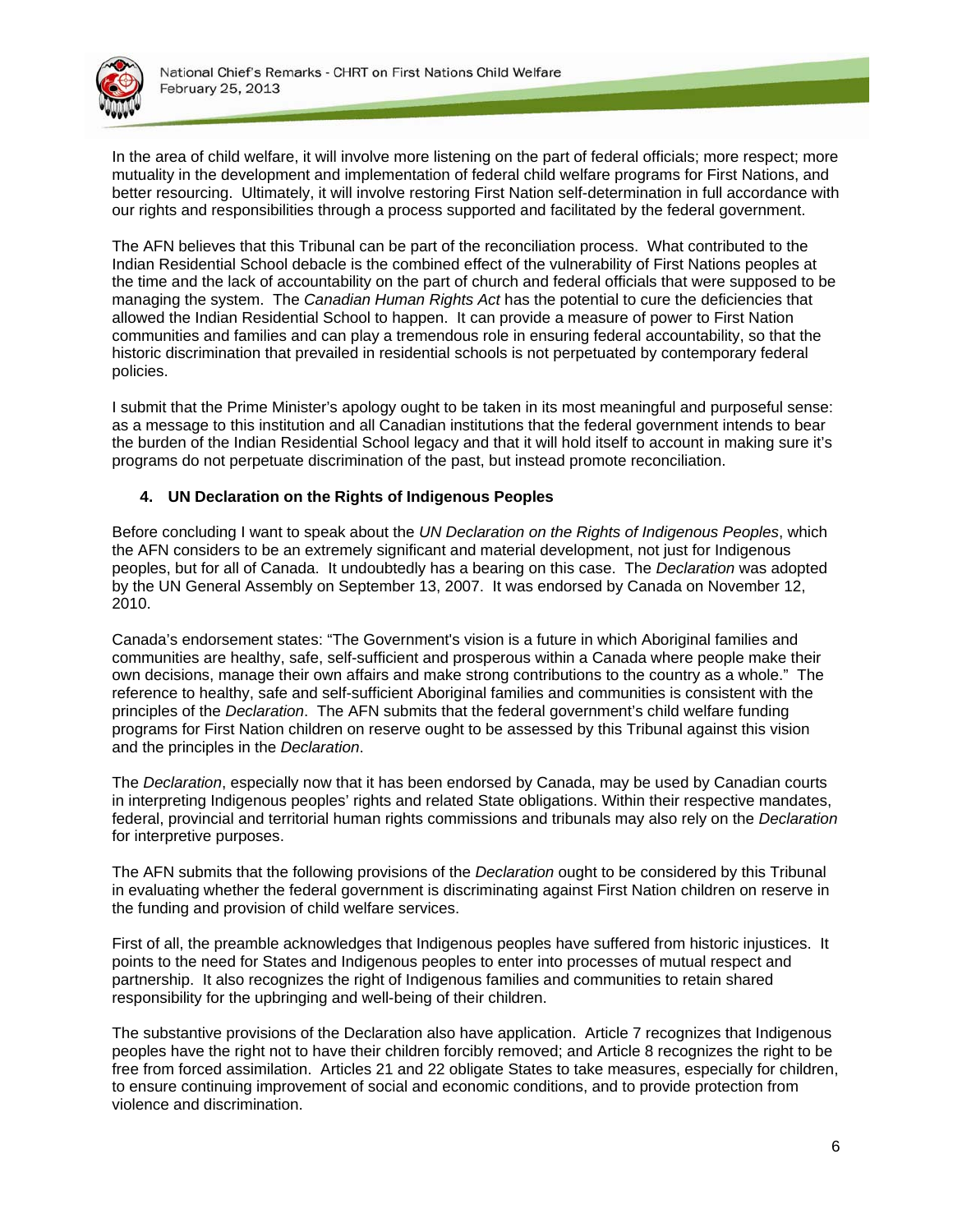In the area of child welfare, it will involve more listening on the part of federal officials; more respect; more mutuality in the development and implementation of federal child welfare programs for First Nations, and better resourcing. Ultimately, it will involve restoring First Nation self-determination in full accordance with our rights and responsibilities through a process supported and facilitated by the federal government.

The AFN believes that this Tribunal can be part of the reconciliation process. What contributed to the Indian Residential School debacle is the combined effect of the vulnerability of First Nations peoples at the time and the lack of accountability on the part of church and federal officials that were supposed to be managing the system. The *Canadian Human Rights Act* has the potential to cure the deficiencies that allowed the Indian Residential School to happen. It can provide a measure of power to First Nation communities and families and can play a tremendous role in ensuring federal accountability, so that the historic discrimination that prevailed in residential schools is not perpetuated by contemporary federal policies.

I submit that the Prime Minister's apology ought to be taken in its most meaningful and purposeful sense: as a message to this institution and all Canadian institutions that the federal government intends to bear the burden of the Indian Residential School legacy and that it will hold itself to account in making sure it's programs do not perpetuate discrimination of the past, but instead promote reconciliation.

### 4. UN Declaration on the Rights of Indigenous Peoples

Before concluding I want to speak about the *UN Declaration on the Rights of Indigenous Peoples*, which the AFN considers to be an extremely significant and material development, not just for Indigenous peoples, but for all of Canada. It undoubtedly has a bearing on this case. The *Declaration* was adopted by the UN General Assembly on September 13, 2007. It was endorsed by Canada on November 12, 2010.

Canada's endorsement states: "The Government's vision is a future in which Aboriginal families and communities are healthy, safe, self-sufficient and prosperous within a Canada where people make their own decisions, manage their own affairs and make strong contributions to the country as a whole." The reference to healthy, safe and self-sufficient Aboriginal families and communities is consistent with the principles of the *Declaration*. The AFN submits that the federal government's child welfare funding programs for First Nation children on reserve ought to be assessed by this Tribunal against this vision and the principles in the *Declaration*.

The *Declaration*, especially now that it has been endorsed by Canada, may be used by Canadian courts in interpreting Indigenous peoples' rights and related State obligations. Within their respective mandates, federal, provincial and territorial human rights commissions and tribunals may also rely on the *Declaration* for interpretive purposes.

The AFN submits that the following provisions of the *Declaration* ought to be considered by this Tribunal in evaluating whether the federal government is discriminating against First Nation children on reserve in the funding and provision of child welfare services.

First of all, the preamble acknowledges that Indigenous peoples have suffered from historic injustices. It points to the need for States and Indigenous peoples to enter into processes of mutual respect and partnership. It also recognizes the right of Indigenous families and communities to retain shared responsibility for the upbringing and well-being of their children.

The substantive provisions of the Declaration also have application. Article 7 recognizes that Indigenous peoples have the right not to have their children forcibly removed; and Article 8 recognizes the right to be free from forced assimilation. Articles 21 and 22 obligate States to take measures, especially for children, to ensure continuing improvement of social and economic conditions, and to provide protection from violence and discrimination.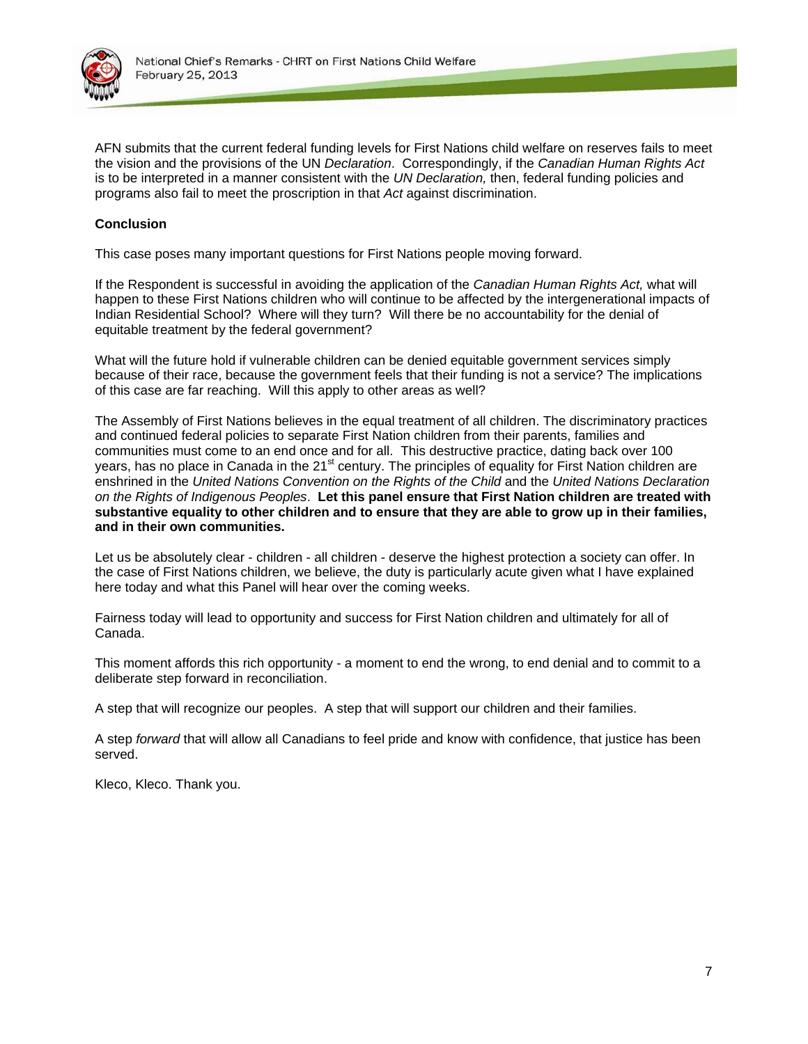AFN submits that the current federal funding levels for First Nations child welfare on reserves fails to meet the vision and the provisions of the UN *Declaration*. Correspondingly, if the *Canadian Human Rights Act* is to be interpreted in a manner consistent with the *UN Declaration,* then, federal funding policies and programs also fail to meet the proscription in that *Act* against discrimination.

**Conclusion**

This case poses many important questions for First Nations people moving forward.

If the Respondent is successful in avoiding the application of the *Canadian Human Rights Act,* what will happen to these First Nations children who will continue to be affected by the intergenerational impacts of Indian Residential School? Where will they turn? Will there be no accountability for the denial of equitable treatment by the federal government?

What will the future hold if vulnerable children can be denied equitable government services simply because of their race, because the government feels that their funding is not a service? The implications of this case are far reaching. Will this apply to other areas as well?

The Assembly of First Nations believes in the equal treatment of all children. The discriminatory practices and continued federal policies to separate First Nation children from their parents, families and communities must come to an end once and for all. This destructive practice, dating back over 100 years, has no place in Canada in the 21st century. The principles of equality for First Nation children are enshrined in the *United Nations Convention on the Rights of the Child* and the *United Nations Declaration on the Rights of Indigenous Peoples*. **Let this panel ensure that First Nation children are treated with substantive equality to other children and to ensure that they are able to grow up in their families, and in their own communities.**

Let us be absolutely clear - children - all children - deserve the highest protection a society can offer. In the case of First Nations children, we believe, the duty is particularly acute given what I have explained here today and what this Panel will hear over the coming weeks.

Fairness today will lead to opportunity and success for First Nation children and ultimately for all of Canada.

This moment affords this rich opportunity - a moment to end the wrong, to end denial and to commit to a deliberate step forward in reconciliation.

A step that will recognize our peoples. A step that will support our children and their families.

A step *forward* that will allow all Canadians to feel pride and know with confidence, that justice has been served.

Kleco, Kleco. Thank you.